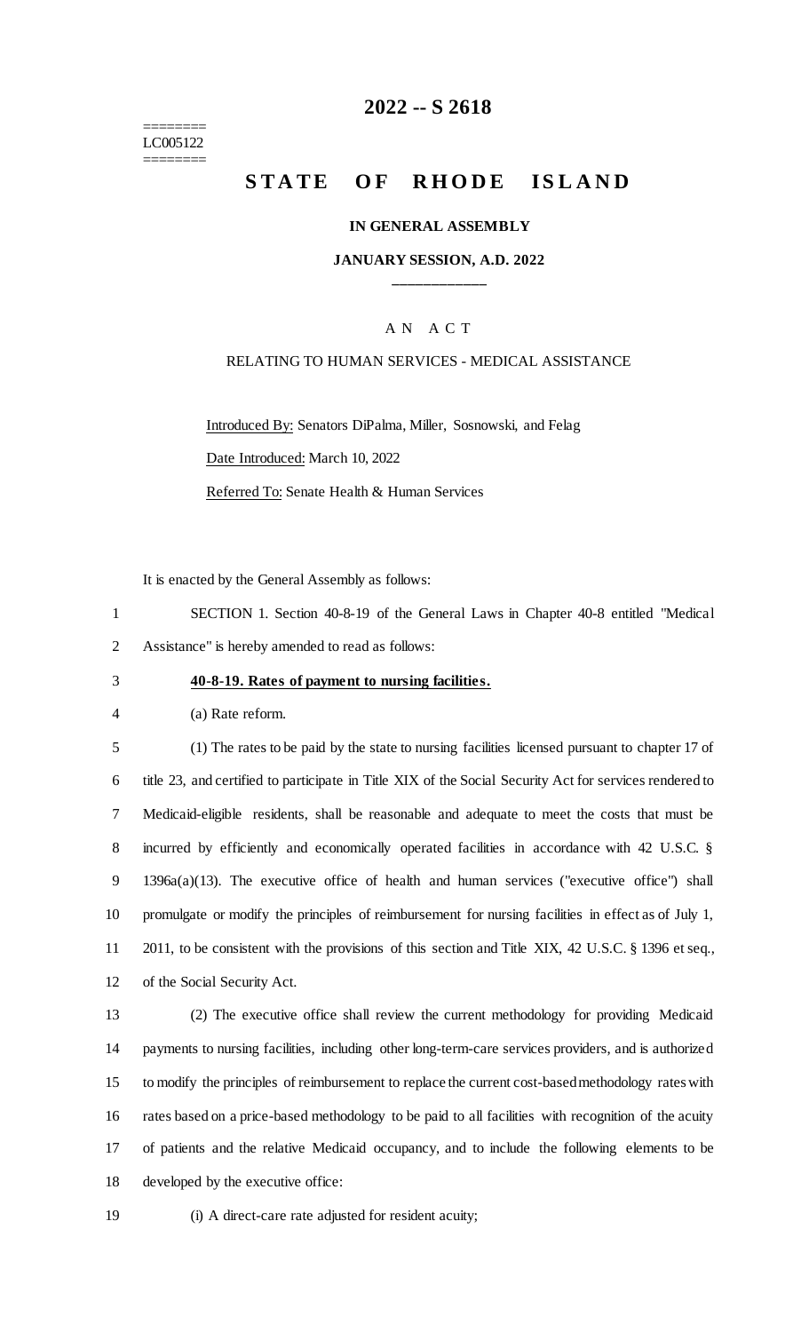========
LC005122
========

# 2022 -- S 2618

# STATE OF RHODE ISLAND

**IN GENERAL ASSEMBLY**

**JANUARY SESSION, A.D. 2022**

____________

A N A C T

RELATING TO HUMAN SERVICES - MEDICAL ASSISTANCE

Introduced By: Senators DiPalma, Miller, Sosnowski, and Felag

Date Introduced: March 10, 2022

Referred To: Senate Health & Human Services

It is enacted by the General Assembly as follows:

1 SECTION 1. Section 40-8-19 of the General Laws in Chapter 40-8 entitled "Medical
2 Assistance" is hereby amended to read as follows:

3 **40-8-19. Rates of payment to nursing facilities.**

4 (a) Rate reform.

5 (1) The rates to be paid by the state to nursing facilities licensed pursuant to chapter 17 of
6 title 23, and certified to participate in Title XIX of the Social Security Act for services rendered to
7 Medicaid-eligible residents, shall be reasonable and adequate to meet the costs that must be
8 incurred by efficiently and economically operated facilities in accordance with 42 U.S.C. §
9 1396a(a)(13). The executive office of health and human services ("executive office") shall
10 promulgate or modify the principles of reimbursement for nursing facilities in effect as of July 1,
11 2011, to be consistent with the provisions of this section and Title XIX, 42 U.S.C. § 1396 et seq.,
12 of the Social Security Act.

13 (2) The executive office shall review the current methodology for providing Medicaid
14 payments to nursing facilities, including other long-term-care services providers, and is authorized
15 to modify the principles of reimbursement to replace the current cost-based methodology rates with
16 rates based on a price-based methodology to be paid to all facilities with recognition of the acuity
17 of patients and the relative Medicaid occupancy, and to include the following elements to be
18 developed by the executive office:

19 (i) A direct-care rate adjusted for resident acuity;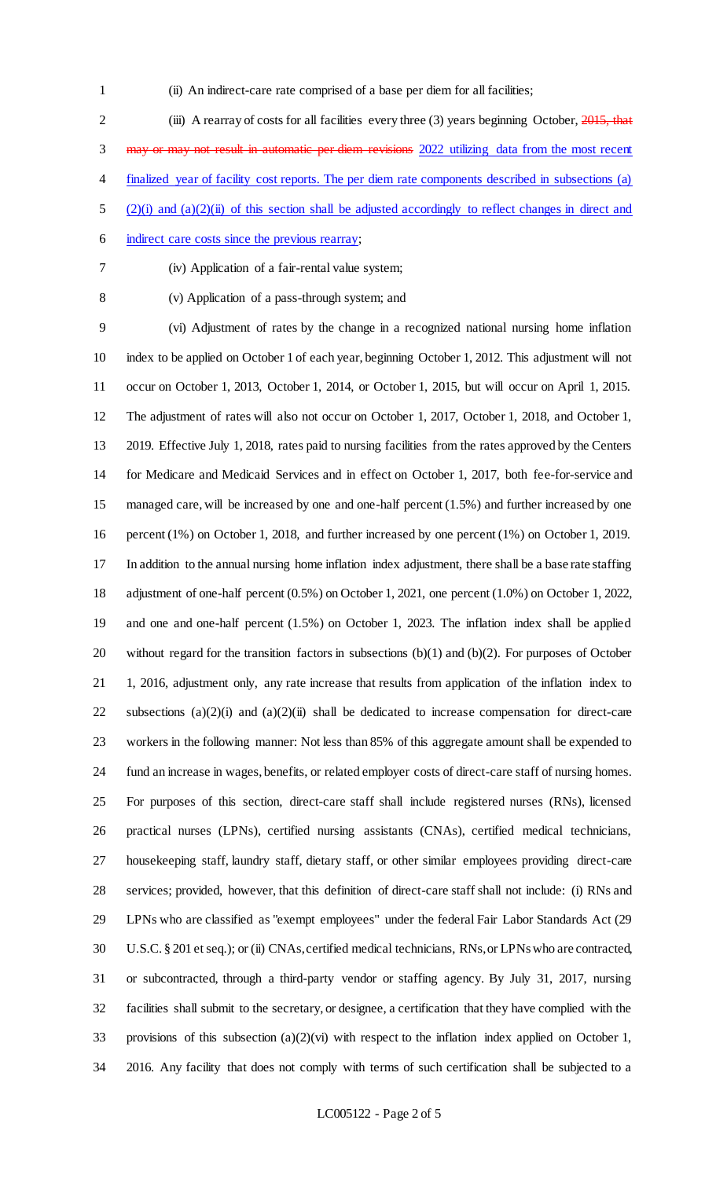(ii) An indirect-care rate comprised of a base per diem for all facilities;

(iii) A rearray of costs for all facilities every three (3) years beginning October, ~~2015, that may or may not result in automatic per diem revisions~~ 2022 utilizing data from the most recent finalized year of facility cost reports. The per diem rate components described in subsections (a)(2)(i) and (a)(2)(ii) of this section shall be adjusted accordingly to reflect changes in direct and indirect care costs since the previous rearray;

(iv) Application of a fair-rental value system;

(v) Application of a pass-through system; and

(vi) Adjustment of rates by the change in a recognized national nursing home inflation index to be applied on October 1 of each year, beginning October 1, 2012. This adjustment will not occur on October 1, 2013, October 1, 2014, or October 1, 2015, but will occur on April 1, 2015. The adjustment of rates will also not occur on October 1, 2017, October 1, 2018, and October 1, 2019. Effective July 1, 2018, rates paid to nursing facilities from the rates approved by the Centers for Medicare and Medicaid Services and in effect on October 1, 2017, both fee-for-service and managed care, will be increased by one and one-half percent (1.5%) and further increased by one percent (1%) on October 1, 2018, and further increased by one percent (1%) on October 1, 2019. In addition to the annual nursing home inflation index adjustment, there shall be a base rate staffing adjustment of one-half percent (0.5%) on October 1, 2021, one percent (1.0%) on October 1, 2022, and one and one-half percent (1.5%) on October 1, 2023. The inflation index shall be applied without regard for the transition factors in subsections (b)(1) and (b)(2). For purposes of October 1, 2016, adjustment only, any rate increase that results from application of the inflation index to subsections (a)(2)(i) and (a)(2)(ii) shall be dedicated to increase compensation for direct-care workers in the following manner: Not less than 85% of this aggregate amount shall be expended to fund an increase in wages, benefits, or related employer costs of direct-care staff of nursing homes. For purposes of this section, direct-care staff shall include registered nurses (RNs), licensed practical nurses (LPNs), certified nursing assistants (CNAs), certified medical technicians, housekeeping staff, laundry staff, dietary staff, or other similar employees providing direct-care services; provided, however, that this definition of direct-care staff shall not include: (i) RNs and LPNs who are classified as "exempt employees" under the federal Fair Labor Standards Act (29 U.S.C. § 201 et seq.); or (ii) CNAs, certified medical technicians, RNs, or LPNs who are contracted, or subcontracted, through a third-party vendor or staffing agency. By July 31, 2017, nursing facilities shall submit to the secretary, or designee, a certification that they have complied with the provisions of this subsection (a)(2)(vi) with respect to the inflation index applied on October 1, 2016. Any facility that does not comply with terms of such certification shall be subjected to a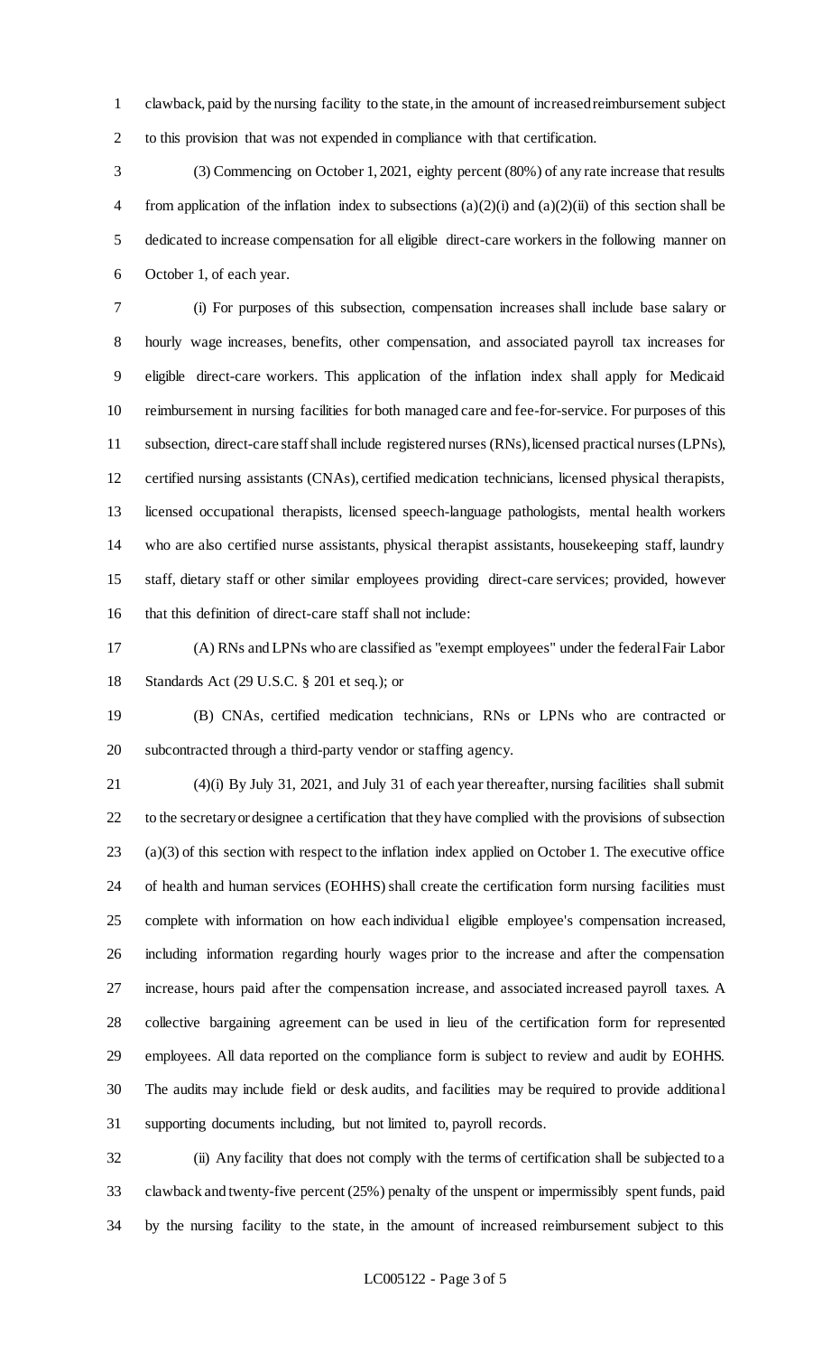clawback, paid by the nursing facility to the state, in the amount of increased reimbursement subject to this provision that was not expended in compliance with that certification.

(3) Commencing on October 1, 2021, eighty percent (80%) of any rate increase that results from application of the inflation index to subsections (a)(2)(i) and (a)(2)(ii) of this section shall be dedicated to increase compensation for all eligible direct-care workers in the following manner on October 1, of each year.

(i) For purposes of this subsection, compensation increases shall include base salary or hourly wage increases, benefits, other compensation, and associated payroll tax increases for eligible direct-care workers. This application of the inflation index shall apply for Medicaid reimbursement in nursing facilities for both managed care and fee-for-service. For purposes of this subsection, direct-care staff shall include registered nurses (RNs), licensed practical nurses (LPNs), certified nursing assistants (CNAs), certified medication technicians, licensed physical therapists, licensed occupational therapists, licensed speech-language pathologists, mental health workers who are also certified nurse assistants, physical therapist assistants, housekeeping staff, laundry staff, dietary staff or other similar employees providing direct-care services; provided, however that this definition of direct-care staff shall not include:

(A) RNs and LPNs who are classified as "exempt employees" under the federal Fair Labor Standards Act (29 U.S.C. § 201 et seq.); or

(B) CNAs, certified medication technicians, RNs or LPNs who are contracted or subcontracted through a third-party vendor or staffing agency.

(4)(i) By July 31, 2021, and July 31 of each year thereafter, nursing facilities shall submit to the secretary or designee a certification that they have complied with the provisions of subsection (a)(3) of this section with respect to the inflation index applied on October 1. The executive office of health and human services (EOHHS) shall create the certification form nursing facilities must complete with information on how each individual eligible employee's compensation increased, including information regarding hourly wages prior to the increase and after the compensation increase, hours paid after the compensation increase, and associated increased payroll taxes. A collective bargaining agreement can be used in lieu of the certification form for represented employees. All data reported on the compliance form is subject to review and audit by EOHHS. The audits may include field or desk audits, and facilities may be required to provide additional supporting documents including, but not limited to, payroll records.

(ii) Any facility that does not comply with the terms of certification shall be subjected to a clawback and twenty-five percent (25%) penalty of the unspent or impermissibly spent funds, paid by the nursing facility to the state, in the amount of increased reimbursement subject to this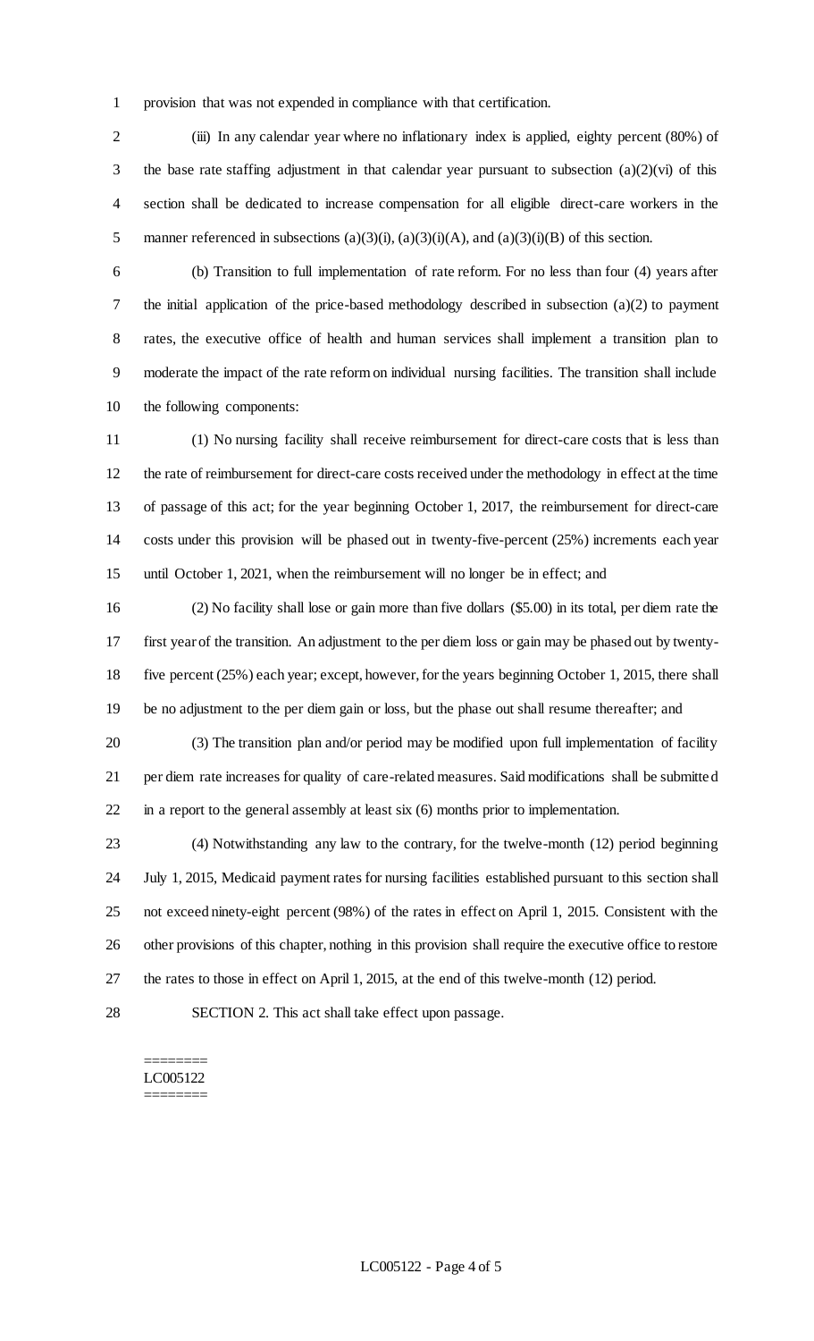provision that was not expended in compliance with that certification.

(iii) In any calendar year where no inflationary index is applied, eighty percent (80%) of the base rate staffing adjustment in that calendar year pursuant to subsection (a)(2)(vi) of this section shall be dedicated to increase compensation for all eligible direct-care workers in the manner referenced in subsections (a)(3)(i), (a)(3)(i)(A), and (a)(3)(i)(B) of this section.

(b) Transition to full implementation of rate reform. For no less than four (4) years after the initial application of the price-based methodology described in subsection (a)(2) to payment rates, the executive office of health and human services shall implement a transition plan to moderate the impact of the rate reform on individual nursing facilities. The transition shall include the following components:

(1) No nursing facility shall receive reimbursement for direct-care costs that is less than the rate of reimbursement for direct-care costs received under the methodology in effect at the time of passage of this act; for the year beginning October 1, 2017, the reimbursement for direct-care costs under this provision will be phased out in twenty-five-percent (25%) increments each year until October 1, 2021, when the reimbursement will no longer be in effect; and

(2) No facility shall lose or gain more than five dollars ($5.00) in its total, per diem rate the first year of the transition. An adjustment to the per diem loss or gain may be phased out by twenty-five percent (25%) each year; except, however, for the years beginning October 1, 2015, there shall be no adjustment to the per diem gain or loss, but the phase out shall resume thereafter; and

(3) The transition plan and/or period may be modified upon full implementation of facility per diem rate increases for quality of care-related measures. Said modifications shall be submitted in a report to the general assembly at least six (6) months prior to implementation.

(4) Notwithstanding any law to the contrary, for the twelve-month (12) period beginning July 1, 2015, Medicaid payment rates for nursing facilities established pursuant to this section shall not exceed ninety-eight percent (98%) of the rates in effect on April 1, 2015. Consistent with the other provisions of this chapter, nothing in this provision shall require the executive office to restore the rates to those in effect on April 1, 2015, at the end of this twelve-month (12) period.

SECTION 2. This act shall take effect upon passage.

========
LC005122
========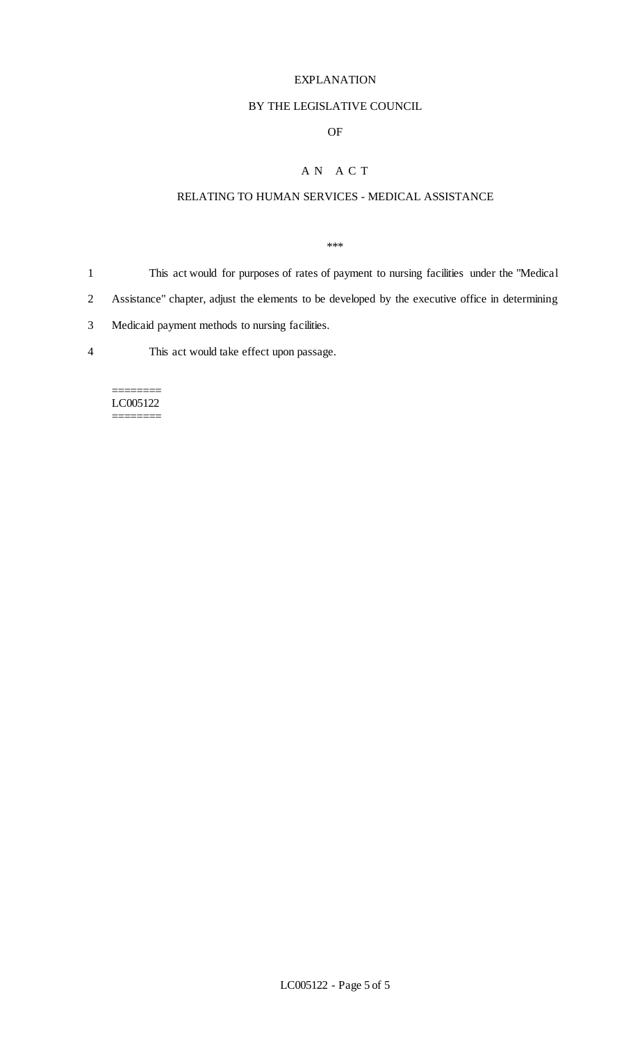EXPLANATION

BY THE LEGISLATIVE COUNCIL

OF

A N A C T

RELATING TO HUMAN SERVICES - MEDICAL ASSISTANCE

\*\*\*

1 This act would for purposes of rates of payment to nursing facilities under the "Medical
2 Assistance" chapter, adjust the elements to be developed by the executive office in determining
3 Medicaid payment methods to nursing facilities.

4 This act would take effect upon passage.

========
LC005122
========